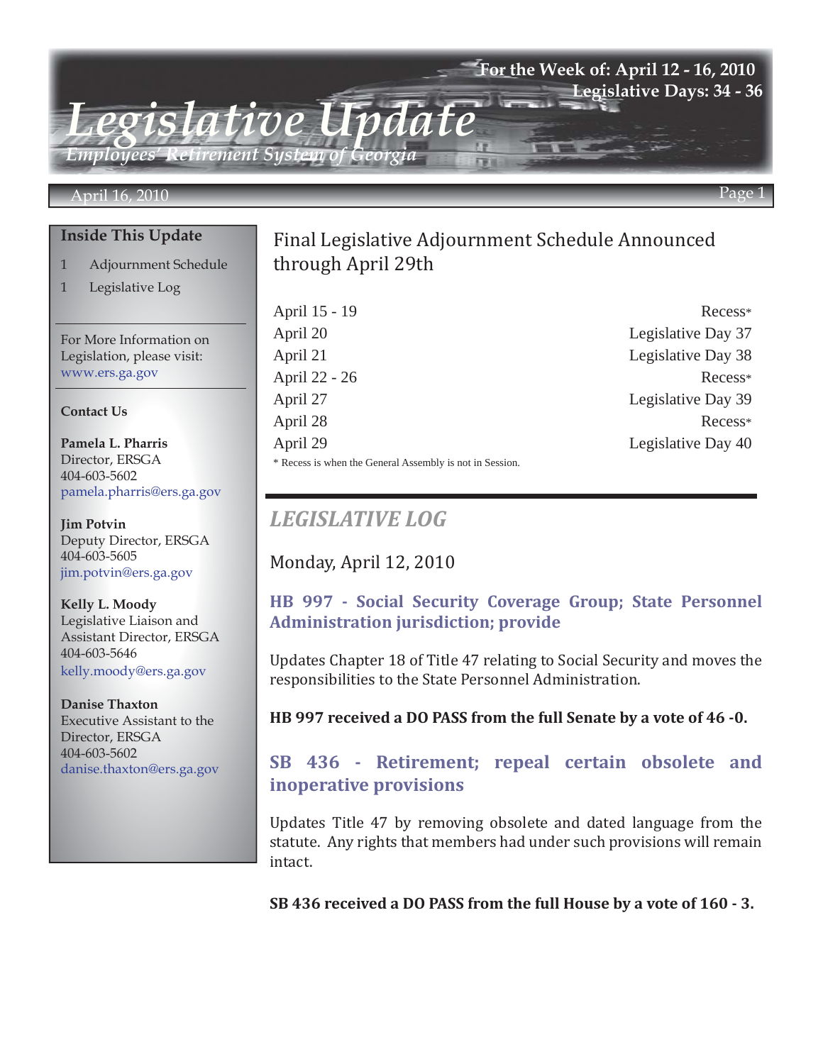# Legislative Update

*Employees' Retirement System of Georgia*

**For the Week of: April 12 - 16, 2010**
**Legislative Days: 34 - 36**

April 16, 2010

## Inside This Update

1 Adjournment Schedule
1 Legislative Log

For More Information on Legislation, please visit: www.ers.ga.gov

**Contact Us**

**Pamela L. Pharris**
Director, ERSGA
404-603-5602
pamela.pharris@ers.ga.gov

**Jim Potvin**
Deputy Director, ERSGA
404-603-5605
jim.potvin@ers.ga.gov

**Kelly L. Moody**
Legislative Liaison and Assistant Director, ERSGA
404-603-5646
kelly.moody@ers.ga.gov

**Danise Thaxton**
Executive Assistant to the Director, ERSGA
404-603-5602
danise.thaxton@ers.ga.gov

## Final Legislative Adjournment Schedule Announced through April 29th

| | |
|---|---|
| April 15 - 19 | Recess* |
| April 20 | Legislative Day 37 |
| April 21 | Legislative Day 38 |
| April 22 - 26 | Recess* |
| April 27 | Legislative Day 39 |
| April 28 | Recess* |
| April 29 | Legislative Day 40 |

* Recess is when the General Assembly is not in Session.

## *LEGISLATIVE LOG*

### Monday, April 12, 2010

#### HB 997 - Social Security Coverage Group; State Personnel Administration jurisdiction; provide

Updates Chapter 18 of Title 47 relating to Social Security and moves the responsibilities to the State Personnel Administration.

**HB 997 received a DO PASS from the full Senate by a vote of 46 -0.**

#### SB 436 - Retirement; repeal certain obsolete and inoperative provisions

Updates Title 47 by removing obsolete and dated language from the statute. Any rights that members had under such provisions will remain intact.

**SB 436 received a DO PASS from the full House by a vote of 160 - 3.**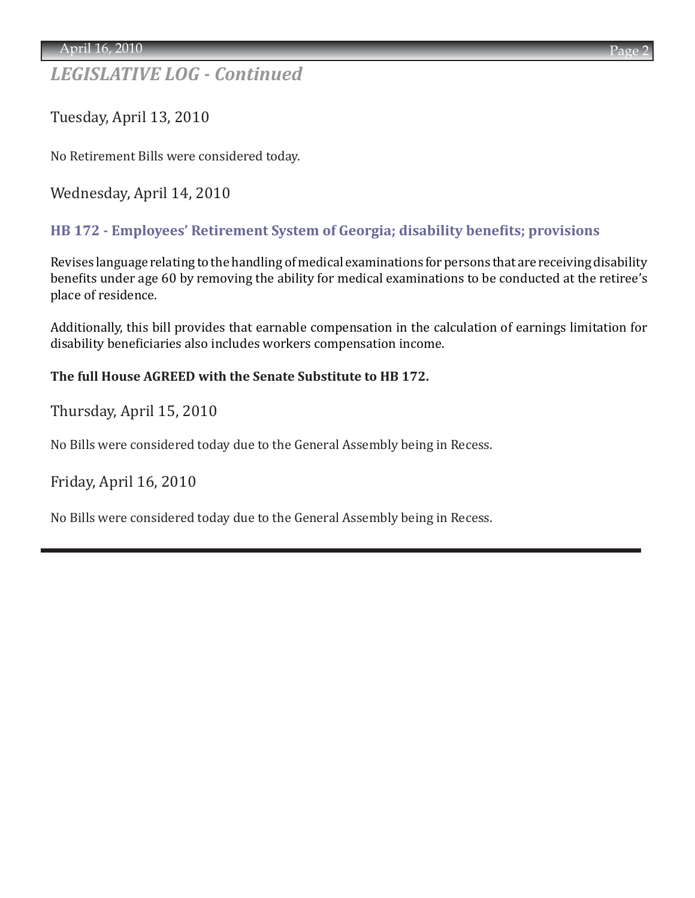## *LEGISLATIVE LOG - Continued*

### Tuesday, April 13, 2010

No Retirement Bills were considered today.

### Wednesday, April 14, 2010

#### HB 172 - Employees' Retirement System of Georgia; disability benefits; provisions

Revises language relating to the handling of medical examinations for persons that are receiving disability benefits under age 60 by removing the ability for medical examinations to be conducted at the retiree's place of residence.

Additionally, this bill provides that earnable compensation in the calculation of earnings limitation for disability beneficiaries also includes workers compensation income.

**The full House AGREED with the Senate Substitute to HB 172.**

### Thursday, April 15, 2010

No Bills were considered today due to the General Assembly being in Recess.

### Friday, April 16, 2010

No Bills were considered today due to the General Assembly being in Recess.